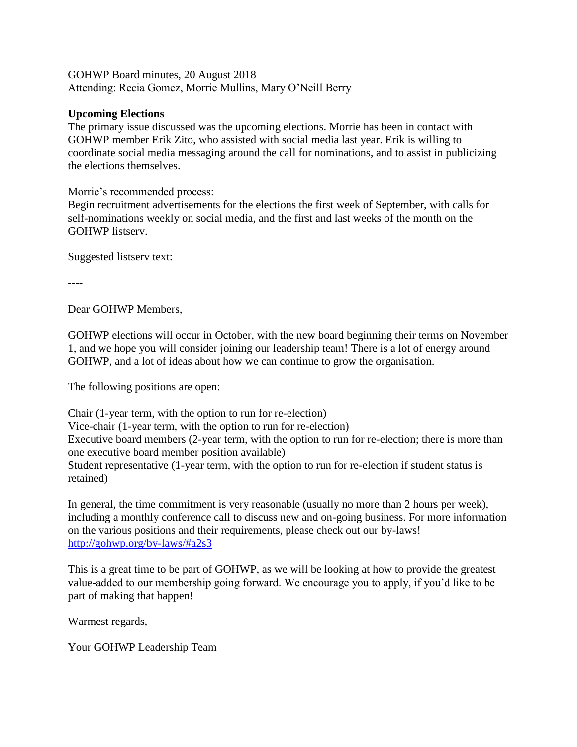GOHWP Board minutes, 20 August 2018
Attending: Recia Gomez, Morrie Mullins, Mary O'Neill Berry

**Upcoming Elections**

The primary issue discussed was the upcoming elections. Morrie has been in contact with GOHWP member Erik Zito, who assisted with social media last year. Erik is willing to coordinate social media messaging around the call for nominations, and to assist in publicizing the elections themselves.

Morrie's recommended process:
Begin recruitment advertisements for the elections the first week of September, with calls for self-nominations weekly on social media, and the first and last weeks of the month on the GOHWP listserv.

Suggested listserv text:

----

Dear GOHWP Members,

GOHWP elections will occur in October, with the new board beginning their terms on November 1, and we hope you will consider joining our leadership team! There is a lot of energy around GOHWP, and a lot of ideas about how we can continue to grow the organisation.

The following positions are open:

Chair (1-year term, with the option to run for re-election)
Vice-chair (1-year term, with the option to run for re-election)
Executive board members (2-year term, with the option to run for re-election; there is more than one executive board member position available)
Student representative (1-year term, with the option to run for re-election if student status is retained)

In general, the time commitment is very reasonable (usually no more than 2 hours per week), including a monthly conference call to discuss new and on-going business. For more information on the various positions and their requirements, please check out our by-laws!
http://gohwp.org/by-laws/#a2s3

This is a great time to be part of GOHWP, as we will be looking at how to provide the greatest value-added to our membership going forward. We encourage you to apply, if you'd like to be part of making that happen!

Warmest regards,

Your GOHWP Leadership Team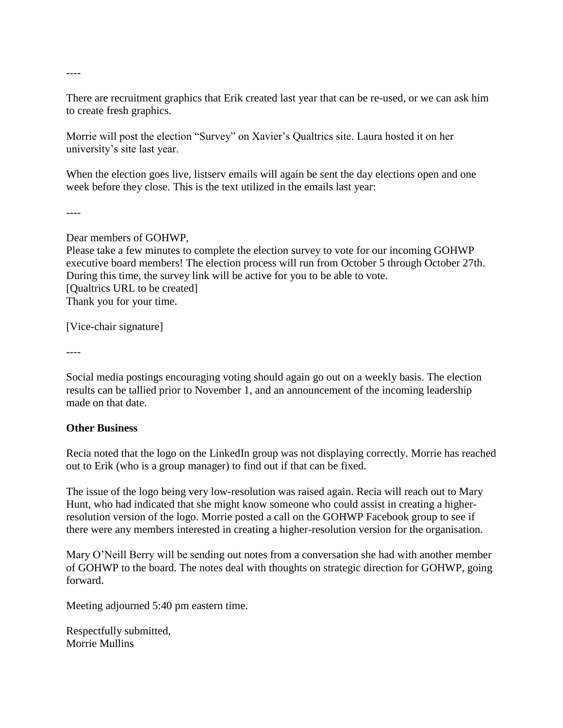----

There are recruitment graphics that Erik created last year that can be re-used, or we can ask him to create fresh graphics.

Morrie will post the election "Survey" on Xavier's Qualtrics site. Laura hosted it on her university's site last year.

When the election goes live, listserv emails will again be sent the day elections open and one week before they close. This is the text utilized in the emails last year:

----

Dear members of GOHWP,
Please take a few minutes to complete the election survey to vote for our incoming GOHWP executive board members! The election process will run from October 5 through October 27th. During this time, the survey link will be active for you to be able to vote.
[Qualtrics URL to be created]
Thank you for your time.

[Vice-chair signature]

----

Social media postings encouraging voting should again go out on a weekly basis. The election results can be tallied prior to November 1, and an announcement of the incoming leadership made on that date.

**Other Business**

Recia noted that the logo on the LinkedIn group was not displaying correctly. Morrie has reached out to Erik (who is a group manager) to find out if that can be fixed.

The issue of the logo being very low-resolution was raised again. Recia will reach out to Mary Hunt, who had indicated that she might know someone who could assist in creating a higher-resolution version of the logo. Morrie posted a call on the GOHWP Facebook group to see if there were any members interested in creating a higher-resolution version for the organisation.

Mary O'Neill Berry will be sending out notes from a conversation she had with another member of GOHWP to the board. The notes deal with thoughts on strategic direction for GOHWP, going forward.

Meeting adjourned 5:40 pm eastern time.

Respectfully submitted,
Morrie Mullins